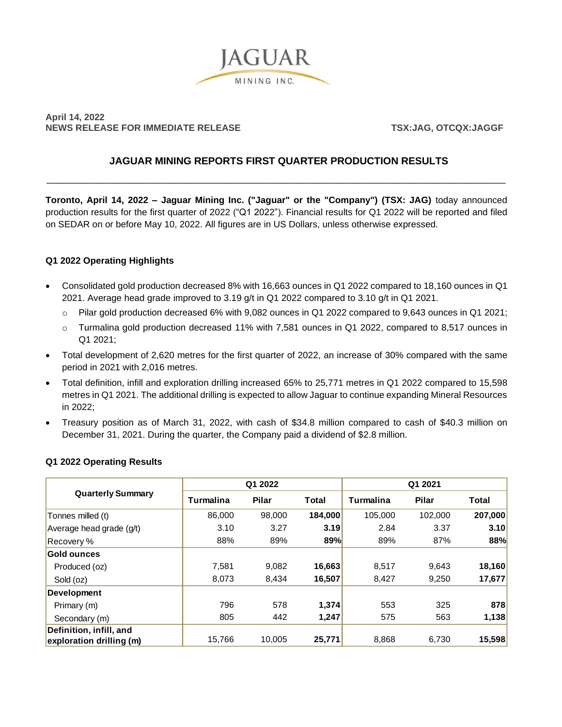**JAGUAR MINING INC.**

**April 14, 2022**
**NEWS RELEASE FOR IMMEDIATE RELEASE** **TSX:JAG, OTCQX:JAGGF**

# JAGUAR MINING REPORTS FIRST QUARTER PRODUCTION RESULTS

---

**Toronto, April 14, 2022 – Jaguar Mining Inc. ("Jaguar" or the "Company") (TSX: JAG)** today announced production results for the first quarter of 2022 ("Q1 2022"). Financial results for Q1 2022 will be reported and filed on SEDAR on or before May 10, 2022. All figures are in US Dollars, unless otherwise expressed.

### Q1 2022 Operating Highlights

- Consolidated gold production decreased 8% with 16,663 ounces in Q1 2022 compared to 18,160 ounces in Q1 2021. Average head grade improved to 3.19 g/t in Q1 2022 compared to 3.10 g/t in Q1 2021.
  - Pilar gold production decreased 6% with 9,082 ounces in Q1 2022 compared to 9,643 ounces in Q1 2021;
  - Turmalina gold production decreased 11% with 7,581 ounces in Q1 2022, compared to 8,517 ounces in Q1 2021;
- Total development of 2,620 metres for the first quarter of 2022, an increase of 30% compared with the same period in 2021 with 2,016 metres.
- Total definition, infill and exploration drilling increased 65% to 25,771 metres in Q1 2022 compared to 15,598 metres in Q1 2021. The additional drilling is expected to allow Jaguar to continue expanding Mineral Resources in 2022;
- Treasury position as of March 31, 2022, with cash of $34.8 million compared to cash of $40.3 million on December 31, 2021. During the quarter, the Company paid a dividend of $2.8 million.

### Q1 2022 Operating Results

| Quarterly Summary | Q1 2022 | | | Q1 2021 | | |
|---|---|---|---|---|---|---|
| | Turmalina | Pilar | Total | Turmalina | Pilar | Total |
| Tonnes milled (t) | 86,000 | 98,000 | **184,000** | 105,000 | 102,000 | **207,000** |
| Average head grade (g/t) | 3.10 | 3.27 | **3.19** | 2.84 | 3.37 | **3.10** |
| Recovery % | 88% | 89% | **89%** | 89% | 87% | **88%** |
| **Gold ounces** | | | | | | |
| Produced (oz) | 7,581 | 9,082 | **16,663** | 8,517 | 9,643 | **18,160** |
| Sold (oz) | 8,073 | 8,434 | **16,507** | 8,427 | 9,250 | **17,677** |
| **Development** | | | | | | |
| Primary (m) | 796 | 578 | **1,374** | 553 | 325 | **878** |
| Secondary (m) | 805 | 442 | **1,247** | 575 | 563 | **1,138** |
| **Definition, infill, and exploration drilling (m)** | 15,766 | 10,005 | **25,771** | 8,868 | 6,730 | **15,598** |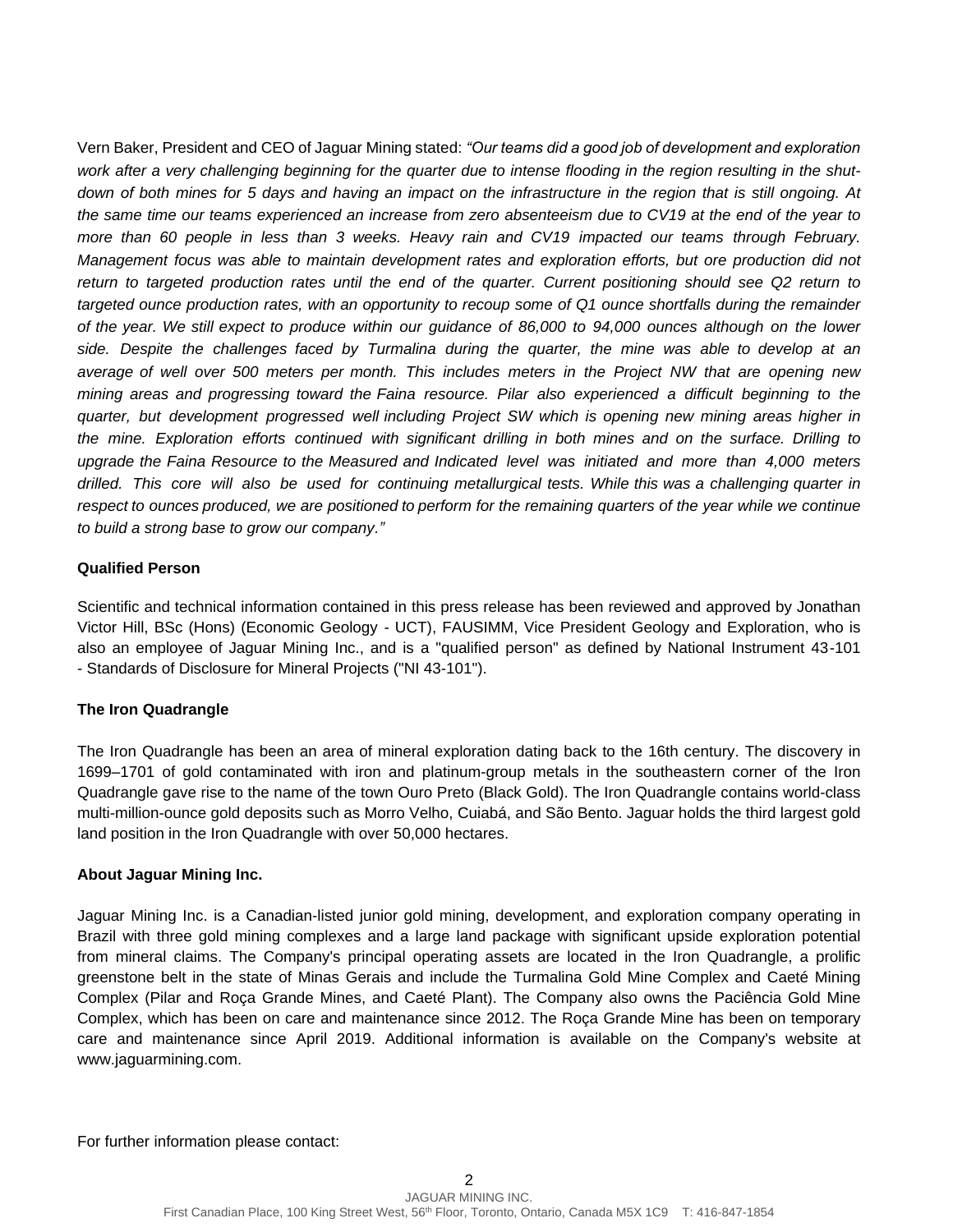Vern Baker, President and CEO of Jaguar Mining stated: *"Our teams did a good job of development and exploration work after a very challenging beginning for the quarter due to intense flooding in the region resulting in the shut-down of both mines for 5 days and having an impact on the infrastructure in the region that is still ongoing. At the same time our teams experienced an increase from zero absenteeism due to CV19 at the end of the year to more than 60 people in less than 3 weeks. Heavy rain and CV19 impacted our teams through February. Management focus was able to maintain development rates and exploration efforts, but ore production did not return to targeted production rates until the end of the quarter. Current positioning should see Q2 return to targeted ounce production rates, with an opportunity to recoup some of Q1 ounce shortfalls during the remainder of the year. We still expect to produce within our guidance of 86,000 to 94,000 ounces although on the lower side. Despite the challenges faced by Turmalina during the quarter, the mine was able to develop at an average of well over 500 meters per month. This includes meters in the Project NW that are opening new mining areas and progressing toward the Faina resource. Pilar also experienced a difficult beginning to the quarter, but development progressed well including Project SW which is opening new mining areas higher in the mine. Exploration efforts continued with significant drilling in both mines and on the surface. Drilling to upgrade the Faina Resource to the Measured and Indicated level was initiated and more than 4,000 meters drilled. This core will also be used for continuing metallurgical tests. While this was a challenging quarter in respect to ounces produced, we are positioned to perform for the remaining quarters of the year while we continue to build a strong base to grow our company."*

**Qualified Person**

Scientific and technical information contained in this press release has been reviewed and approved by Jonathan Victor Hill, BSc (Hons) (Economic Geology - UCT), FAUSIMM, Vice President Geology and Exploration, who is also an employee of Jaguar Mining Inc., and is a "qualified person" as defined by National Instrument 43-101 - Standards of Disclosure for Mineral Projects ("NI 43-101").

**The Iron Quadrangle**

The Iron Quadrangle has been an area of mineral exploration dating back to the 16th century. The discovery in 1699–1701 of gold contaminated with iron and platinum-group metals in the southeastern corner of the Iron Quadrangle gave rise to the name of the town Ouro Preto (Black Gold). The Iron Quadrangle contains world-class multi-million-ounce gold deposits such as Morro Velho, Cuiabá, and São Bento. Jaguar holds the third largest gold land position in the Iron Quadrangle with over 50,000 hectares.

**About Jaguar Mining Inc.**

Jaguar Mining Inc. is a Canadian-listed junior gold mining, development, and exploration company operating in Brazil with three gold mining complexes and a large land package with significant upside exploration potential from mineral claims. The Company's principal operating assets are located in the Iron Quadrangle, a prolific greenstone belt in the state of Minas Gerais and include the Turmalina Gold Mine Complex and Caeté Mining Complex (Pilar and Roça Grande Mines, and Caeté Plant). The Company also owns the Paciência Gold Mine Complex, which has been on care and maintenance since 2012. The Roça Grande Mine has been on temporary care and maintenance since April 2019. Additional information is available on the Company's website at www.jaguarmining.com.

For further information please contact: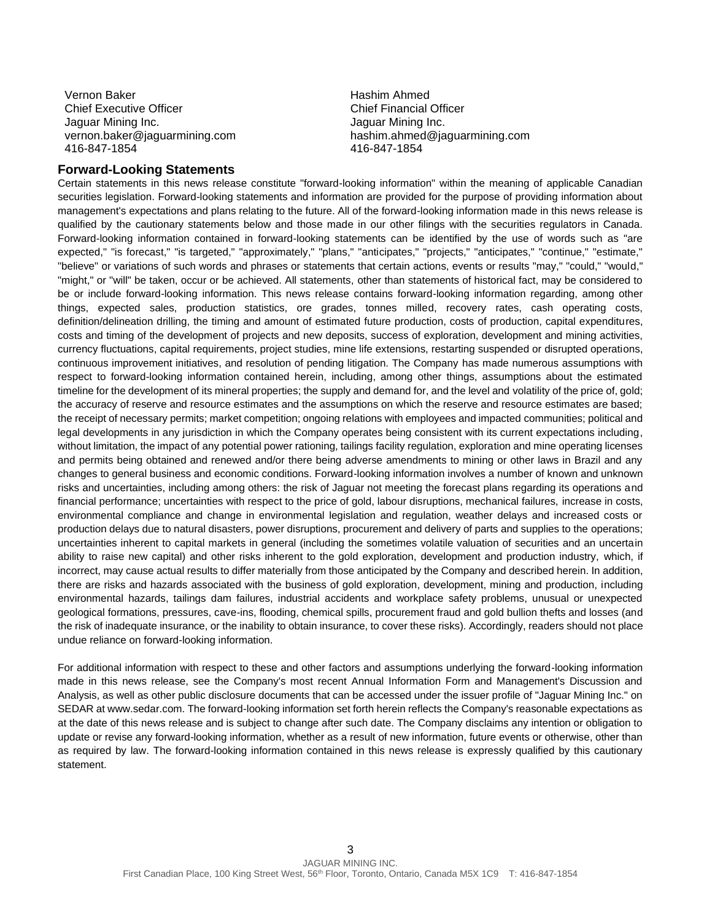Vernon Baker
Chief Executive Officer
Jaguar Mining Inc.
vernon.baker@jaguarmining.com
416-847-1854

Hashim Ahmed
Chief Financial Officer
Jaguar Mining Inc.
hashim.ahmed@jaguarmining.com
416-847-1854

## Forward-Looking Statements

Certain statements in this news release constitute "forward-looking information" within the meaning of applicable Canadian securities legislation. Forward-looking statements and information are provided for the purpose of providing information about management's expectations and plans relating to the future. All of the forward-looking information made in this news release is qualified by the cautionary statements below and those made in our other filings with the securities regulators in Canada. Forward-looking information contained in forward-looking statements can be identified by the use of words such as "are expected," "is forecast," "is targeted," "approximately," "plans," "anticipates," "projects," "anticipates," "continue," "estimate," "believe" or variations of such words and phrases or statements that certain actions, events or results "may," "could," "would," "might," or "will" be taken, occur or be achieved. All statements, other than statements of historical fact, may be considered to be or include forward-looking information. This news release contains forward-looking information regarding, among other things, expected sales, production statistics, ore grades, tonnes milled, recovery rates, cash operating costs, definition/delineation drilling, the timing and amount of estimated future production, costs of production, capital expenditures, costs and timing of the development of projects and new deposits, success of exploration, development and mining activities, currency fluctuations, capital requirements, project studies, mine life extensions, restarting suspended or disrupted operations, continuous improvement initiatives, and resolution of pending litigation. The Company has made numerous assumptions with respect to forward-looking information contained herein, including, among other things, assumptions about the estimated timeline for the development of its mineral properties; the supply and demand for, and the level and volatility of the price of, gold; the accuracy of reserve and resource estimates and the assumptions on which the reserve and resource estimates are based; the receipt of necessary permits; market competition; ongoing relations with employees and impacted communities; political and legal developments in any jurisdiction in which the Company operates being consistent with its current expectations including, without limitation, the impact of any potential power rationing, tailings facility regulation, exploration and mine operating licenses and permits being obtained and renewed and/or there being adverse amendments to mining or other laws in Brazil and any changes to general business and economic conditions. Forward-looking information involves a number of known and unknown risks and uncertainties, including among others: the risk of Jaguar not meeting the forecast plans regarding its operations and financial performance; uncertainties with respect to the price of gold, labour disruptions, mechanical failures, increase in costs, environmental compliance and change in environmental legislation and regulation, weather delays and increased costs or production delays due to natural disasters, power disruptions, procurement and delivery of parts and supplies to the operations; uncertainties inherent to capital markets in general (including the sometimes volatile valuation of securities and an uncertain ability to raise new capital) and other risks inherent to the gold exploration, development and production industry, which, if incorrect, may cause actual results to differ materially from those anticipated by the Company and described herein. In addition, there are risks and hazards associated with the business of gold exploration, development, mining and production, including environmental hazards, tailings dam failures, industrial accidents and workplace safety problems, unusual or unexpected geological formations, pressures, cave-ins, flooding, chemical spills, procurement fraud and gold bullion thefts and losses (and the risk of inadequate insurance, or the inability to obtain insurance, to cover these risks). Accordingly, readers should not place undue reliance on forward-looking information.

For additional information with respect to these and other factors and assumptions underlying the forward-looking information made in this news release, see the Company's most recent Annual Information Form and Management's Discussion and Analysis, as well as other public disclosure documents that can be accessed under the issuer profile of "Jaguar Mining Inc." on SEDAR at www.sedar.com. The forward-looking information set forth herein reflects the Company's reasonable expectations as at the date of this news release and is subject to change after such date. The Company disclaims any intention or obligation to update or revise any forward-looking information, whether as a result of new information, future events or otherwise, other than as required by law. The forward-looking information contained in this news release is expressly qualified by this cautionary statement.